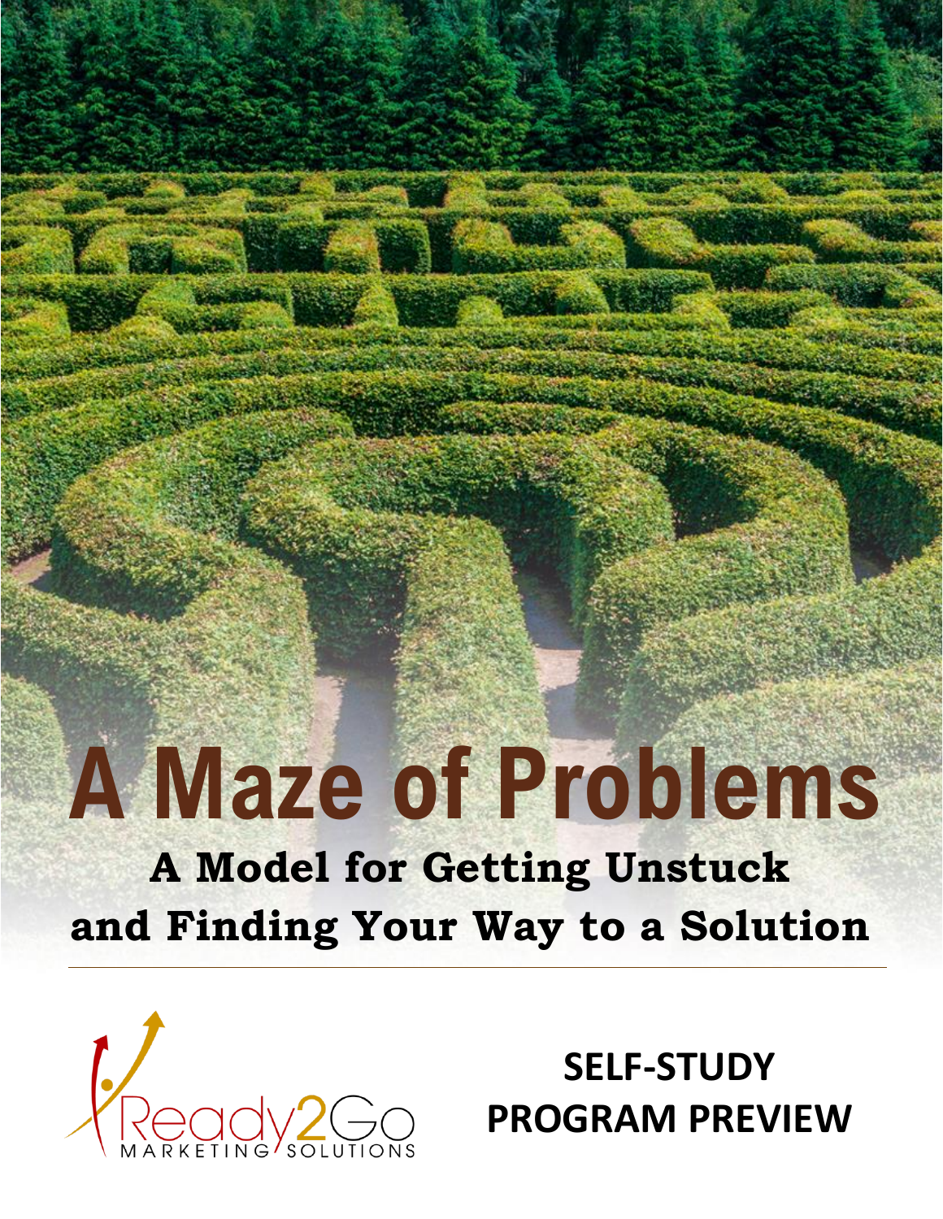# A Maze of Problems

## A Model for Getting Unstuck and Finding Your Way to a Solution

Ready2Go MARKETING SOLUTIONS

**SELF-STUDY PROGRAM PREVIEW**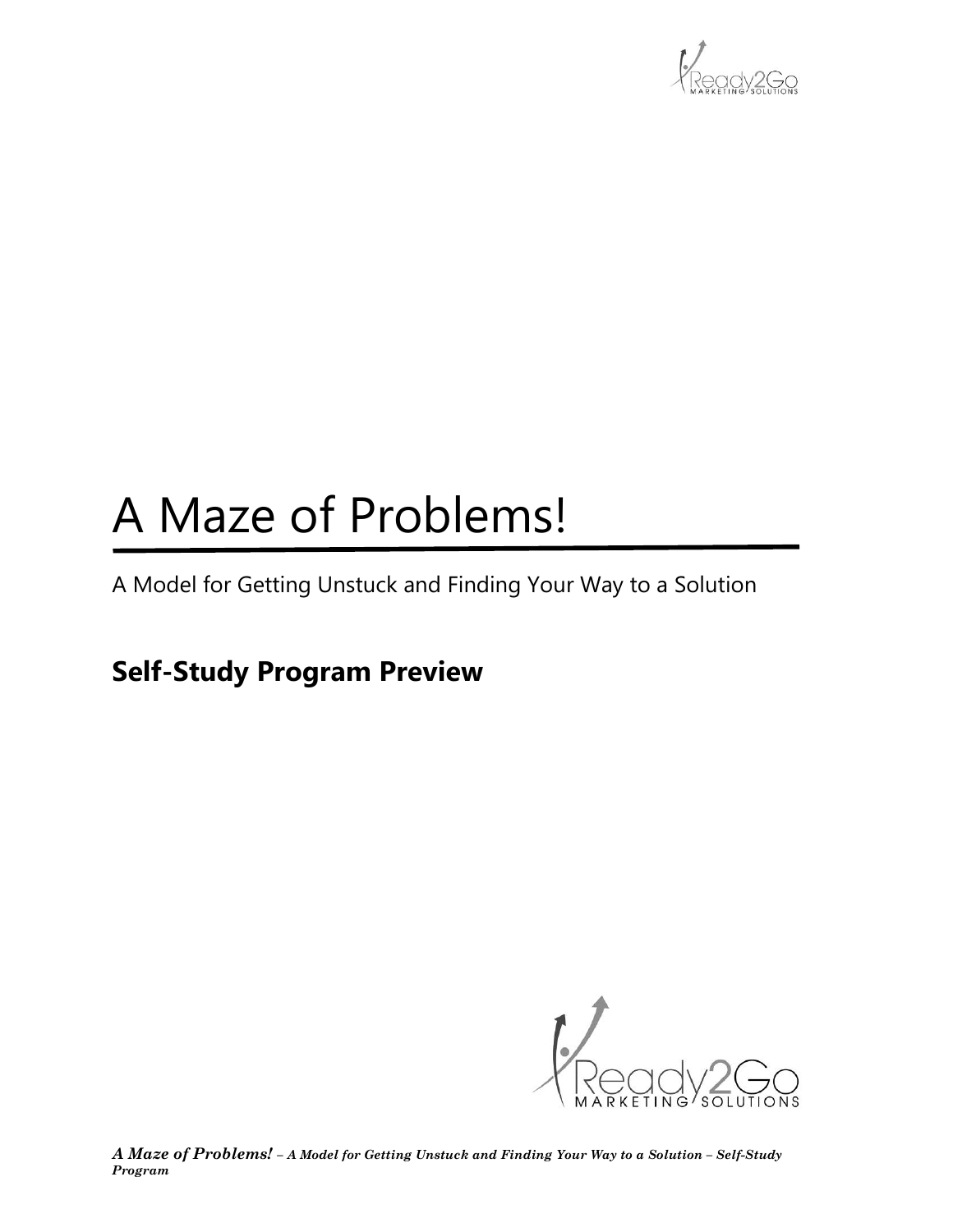# A Maze of Problems!

A Model for Getting Unstuck and Finding Your Way to a Solution

## Self-Study Program Preview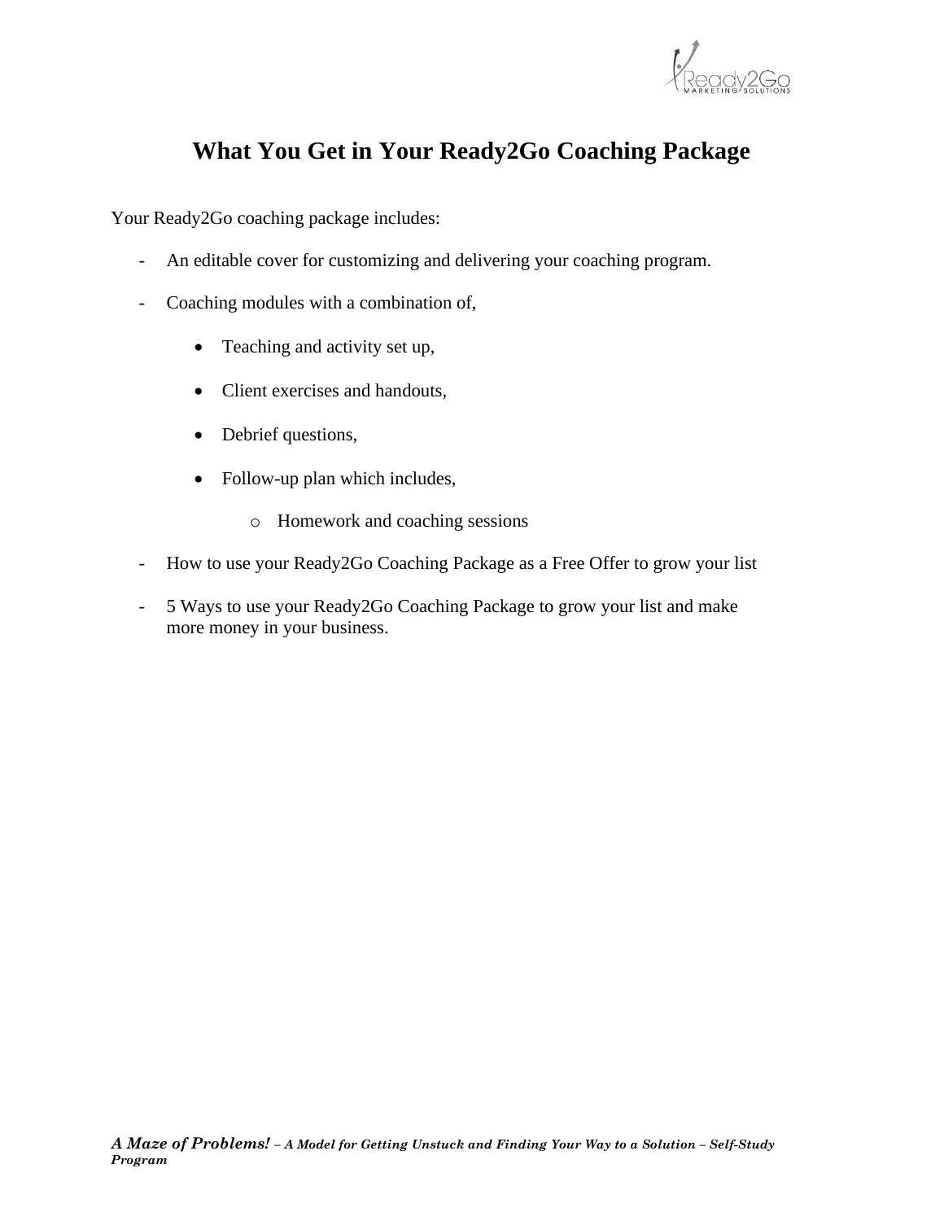# What You Get in Your Ready2Go Coaching Package

Your Ready2Go coaching package includes:

- An editable cover for customizing and delivering your coaching program.
- Coaching modules with a combination of,
  - Teaching and activity set up,
  - Client exercises and handouts,
  - Debrief questions,
  - Follow-up plan which includes,
    - Homework and coaching sessions
- How to use your Ready2Go Coaching Package as a Free Offer to grow your list
- 5 Ways to use your Ready2Go Coaching Package to grow your list and make more money in your business.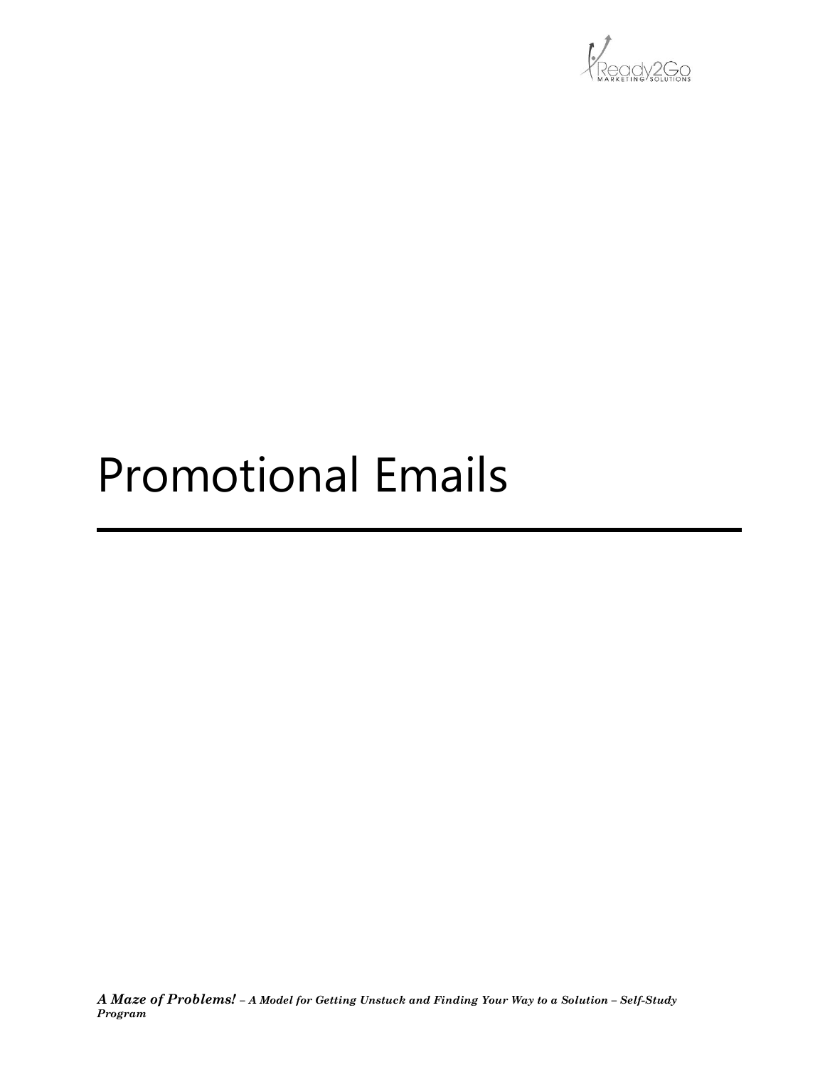# Promotional Emails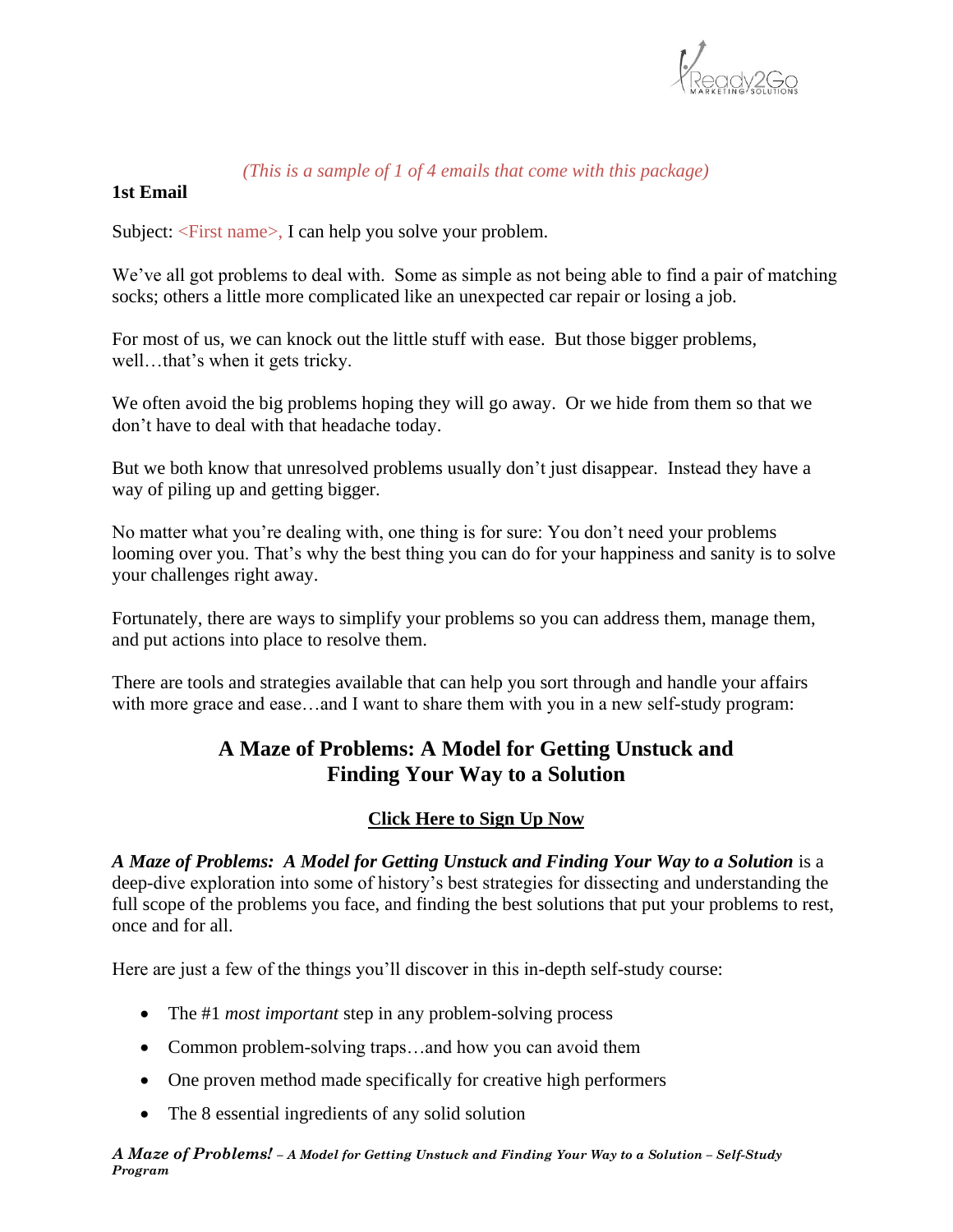*(This is a sample of 1 of 4 emails that come with this package)*

**1st Email**

Subject: <First name>, I can help you solve your problem.

We've all got problems to deal with. Some as simple as not being able to find a pair of matching socks; others a little more complicated like an unexpected car repair or losing a job.

For most of us, we can knock out the little stuff with ease. But those bigger problems, well…that's when it gets tricky.

We often avoid the big problems hoping they will go away. Or we hide from them so that we don't have to deal with that headache today.

But we both know that unresolved problems usually don't just disappear. Instead they have a way of piling up and getting bigger.

No matter what you're dealing with, one thing is for sure: You don't need your problems looming over you. That's why the best thing you can do for your happiness and sanity is to solve your challenges right away.

Fortunately, there are ways to simplify your problems so you can address them, manage them, and put actions into place to resolve them.

There are tools and strategies available that can help you sort through and handle your affairs with more grace and ease…and I want to share them with you in a new self-study program:

## A Maze of Problems: A Model for Getting Unstuck and Finding Your Way to a Solution

**Click Here to Sign Up Now**

***A Maze of Problems: A Model for Getting Unstuck and Finding Your Way to a Solution*** is a deep-dive exploration into some of history's best strategies for dissecting and understanding the full scope of the problems you face, and finding the best solutions that put your problems to rest, once and for all.

Here are just a few of the things you'll discover in this in-depth self-study course:

- The #1 *most important* step in any problem-solving process
- Common problem-solving traps…and how you can avoid them
- One proven method made specifically for creative high performers
- The 8 essential ingredients of any solid solution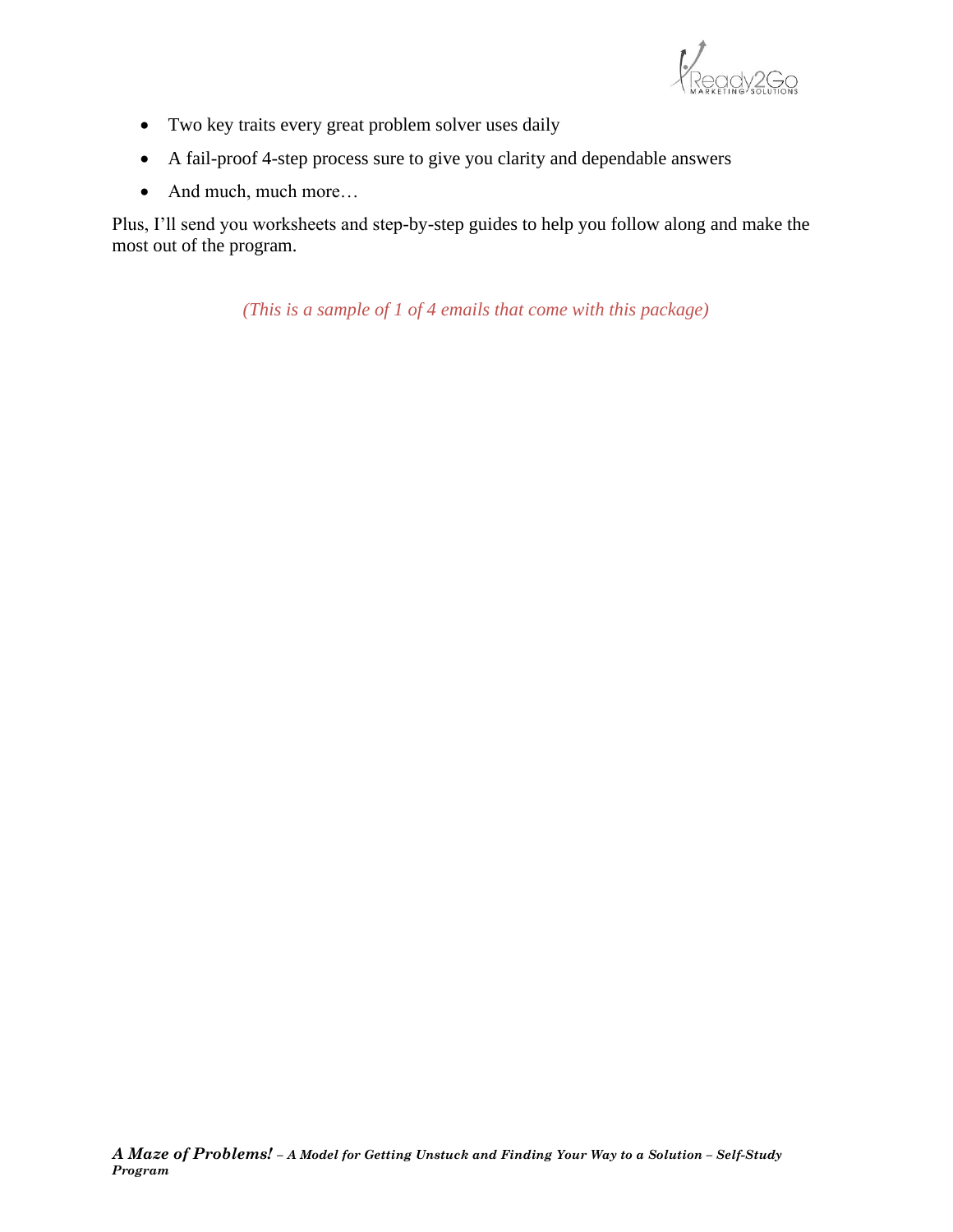- Two key traits every great problem solver uses daily
- A fail-proof 4-step process sure to give you clarity and dependable answers
- And much, much more…

Plus, I'll send you worksheets and step-by-step guides to help you follow along and make the most out of the program.

*(This is a sample of 1 of 4 emails that come with this package)*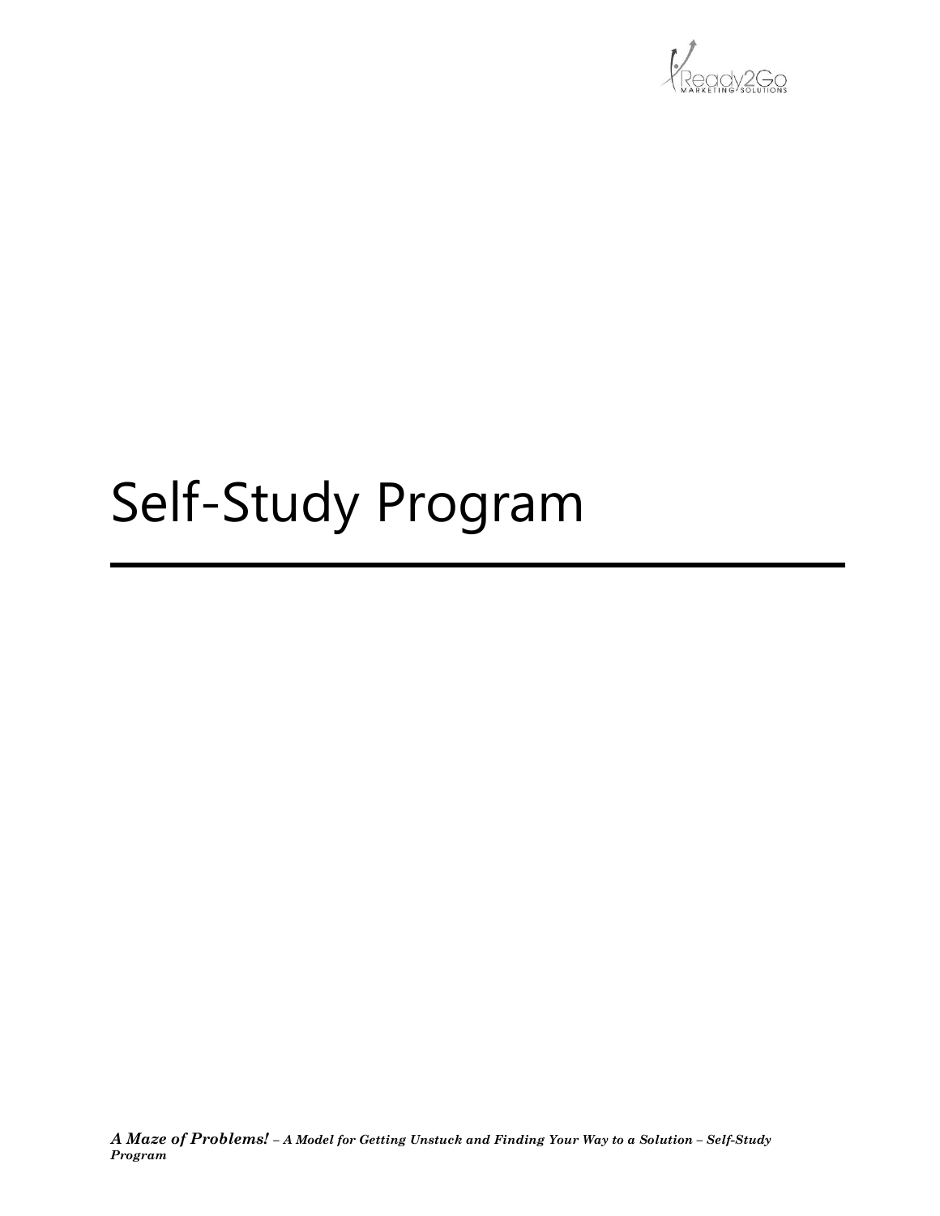# Self-Study Program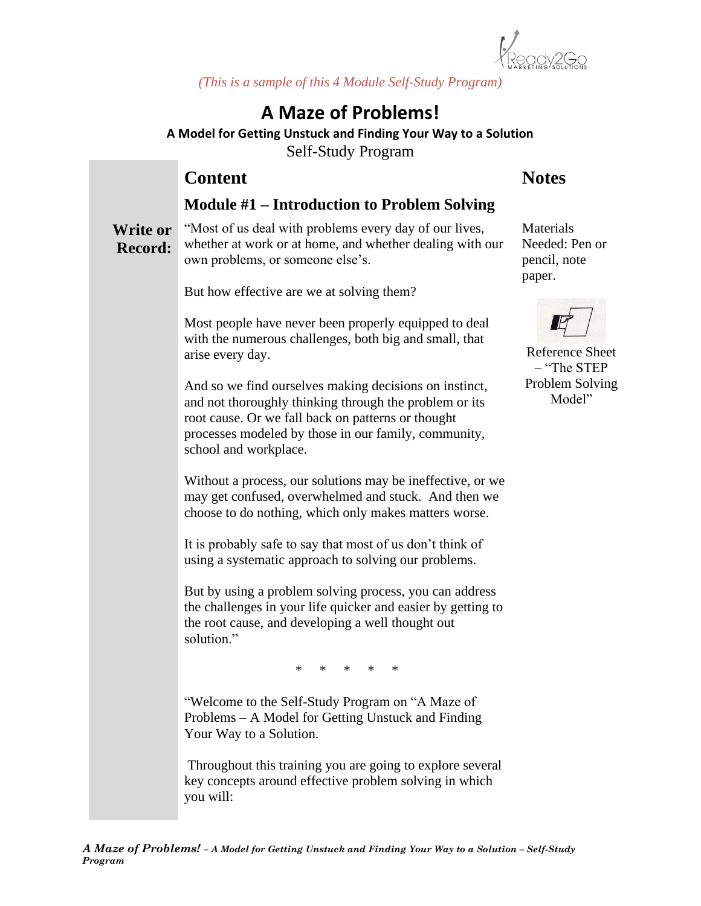(This is a sample of this 4 Module Self-Study Program)

# A Maze of Problems!

**A Model for Getting Unstuck and Finding Your Way to a Solution**

Self-Study Program

## Content

### Module #1 – Introduction to Problem Solving

**Write or Record:**

"Most of us deal with problems every day of our lives, whether at work or at home, and whether dealing with our own problems, or someone else's.

But how effective are we at solving them?

Most people have never been properly equipped to deal with the numerous challenges, both big and small, that arise every day.

And so we find ourselves making decisions on instinct, and not thoroughly thinking through the problem or its root cause. Or we fall back on patterns or thought processes modeled by those in our family, community, school and workplace.

Without a process, our solutions may be ineffective, or we may get confused, overwhelmed and stuck. And then we choose to do nothing, which only makes matters worse.

It is probably safe to say that most of us don't think of using a systematic approach to solving our problems.

But by using a problem solving process, you can address the challenges in your life quicker and easier by getting to the root cause, and developing a well thought out solution."

\* \* \* \* \*

"Welcome to the Self-Study Program on "A Maze of Problems – A Model for Getting Unstuck and Finding Your Way to a Solution.

Throughout this training you are going to explore several key concepts around effective problem solving in which you will:

## Notes

Materials Needed: Pen or pencil, note paper.

Reference Sheet – "The STEP Problem Solving Model"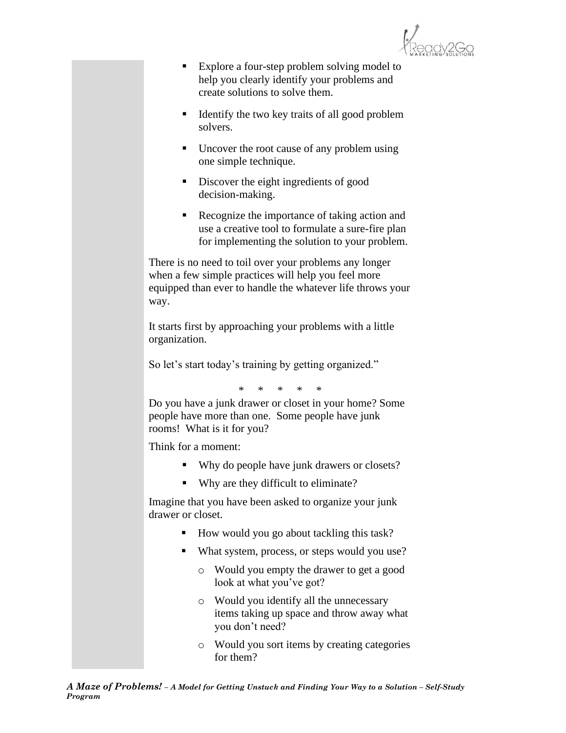- Explore a four-step problem solving model to help you clearly identify your problems and create solutions to solve them.
- Identify the two key traits of all good problem solvers.
- Uncover the root cause of any problem using one simple technique.
- Discover the eight ingredients of good decision-making.
- Recognize the importance of taking action and use a creative tool to formulate a sure-fire plan for implementing the solution to your problem.

There is no need to toil over your problems any longer when a few simple practices will help you feel more equipped than ever to handle the whatever life throws your way.

It starts first by approaching your problems with a little organization.

So let's start today's training by getting organized."

\* \* \* \* \*

Do you have a junk drawer or closet in your home? Some people have more than one. Some people have junk rooms! What is it for you?

Think for a moment:

- Why do people have junk drawers or closets?
- Why are they difficult to eliminate?

Imagine that you have been asked to organize your junk drawer or closet.

- How would you go about tackling this task?
- What system, process, or steps would you use?
    - Would you empty the drawer to get a good look at what you've got?
    - Would you identify all the unnecessary items taking up space and throw away what you don't need?
    - Would you sort items by creating categories for them?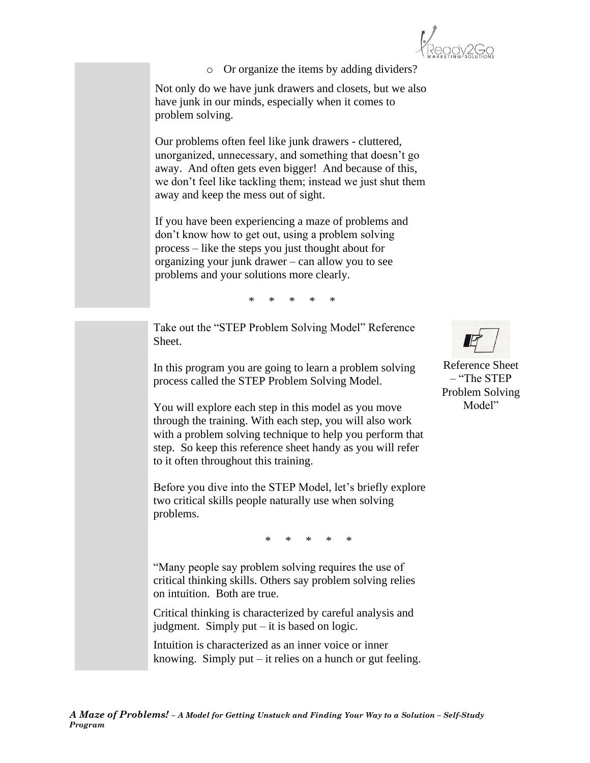- Or organize the items by adding dividers?

Not only do we have junk drawers and closets, but we also have junk in our minds, especially when it comes to problem solving.

Our problems often feel like junk drawers - cluttered, unorganized, unnecessary, and something that doesn't go away. And often gets even bigger! And because of this, we don't feel like tackling them; instead we just shut them away and keep the mess out of sight.

If you have been experiencing a maze of problems and don't know how to get out, using a problem solving process – like the steps you just thought about for organizing your junk drawer – can allow you to see problems and your solutions more clearly.

\* \* \* \* \*

Take out the "STEP Problem Solving Model" Reference Sheet.

Reference Sheet – "The STEP Problem Solving Model"

In this program you are going to learn a problem solving process called the STEP Problem Solving Model.

You will explore each step in this model as you move through the training. With each step, you will also work with a problem solving technique to help you perform that step. So keep this reference sheet handy as you will refer to it often throughout this training.

Before you dive into the STEP Model, let's briefly explore two critical skills people naturally use when solving problems.

\* \* \* \* \*

"Many people say problem solving requires the use of critical thinking skills. Others say problem solving relies on intuition. Both are true.

Critical thinking is characterized by careful analysis and judgment. Simply put – it is based on logic.

Intuition is characterized as an inner voice or inner knowing. Simply put – it relies on a hunch or gut feeling.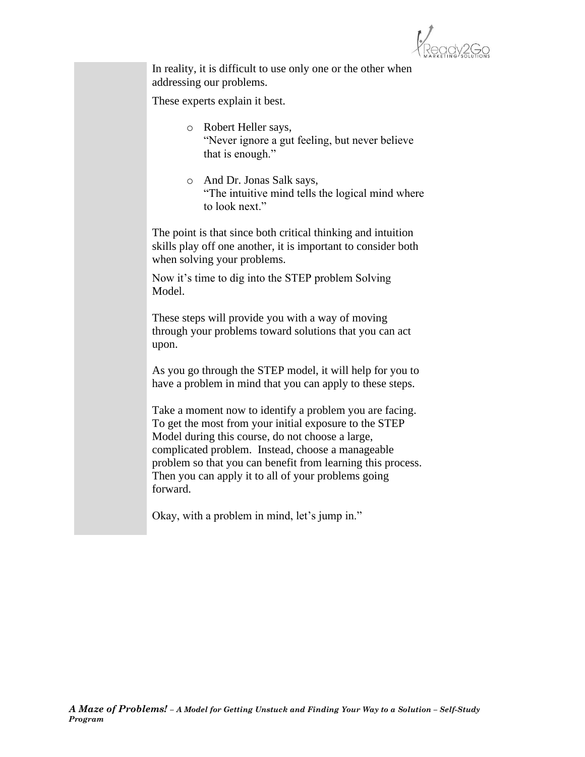In reality, it is difficult to use only one or the other when addressing our problems.

These experts explain it best.

- Robert Heller says,
  "Never ignore a gut feeling, but never believe that is enough."

- And Dr. Jonas Salk says,
  "The intuitive mind tells the logical mind where to look next."

The point is that since both critical thinking and intuition skills play off one another, it is important to consider both when solving your problems.

Now it's time to dig into the STEP problem Solving Model.

These steps will provide you with a way of moving through your problems toward solutions that you can act upon.

As you go through the STEP model, it will help for you to have a problem in mind that you can apply to these steps.

Take a moment now to identify a problem you are facing. To get the most from your initial exposure to the STEP Model during this course, do not choose a large, complicated problem. Instead, choose a manageable problem so that you can benefit from learning this process. Then you can apply it to all of your problems going forward.

Okay, with a problem in mind, let's jump in."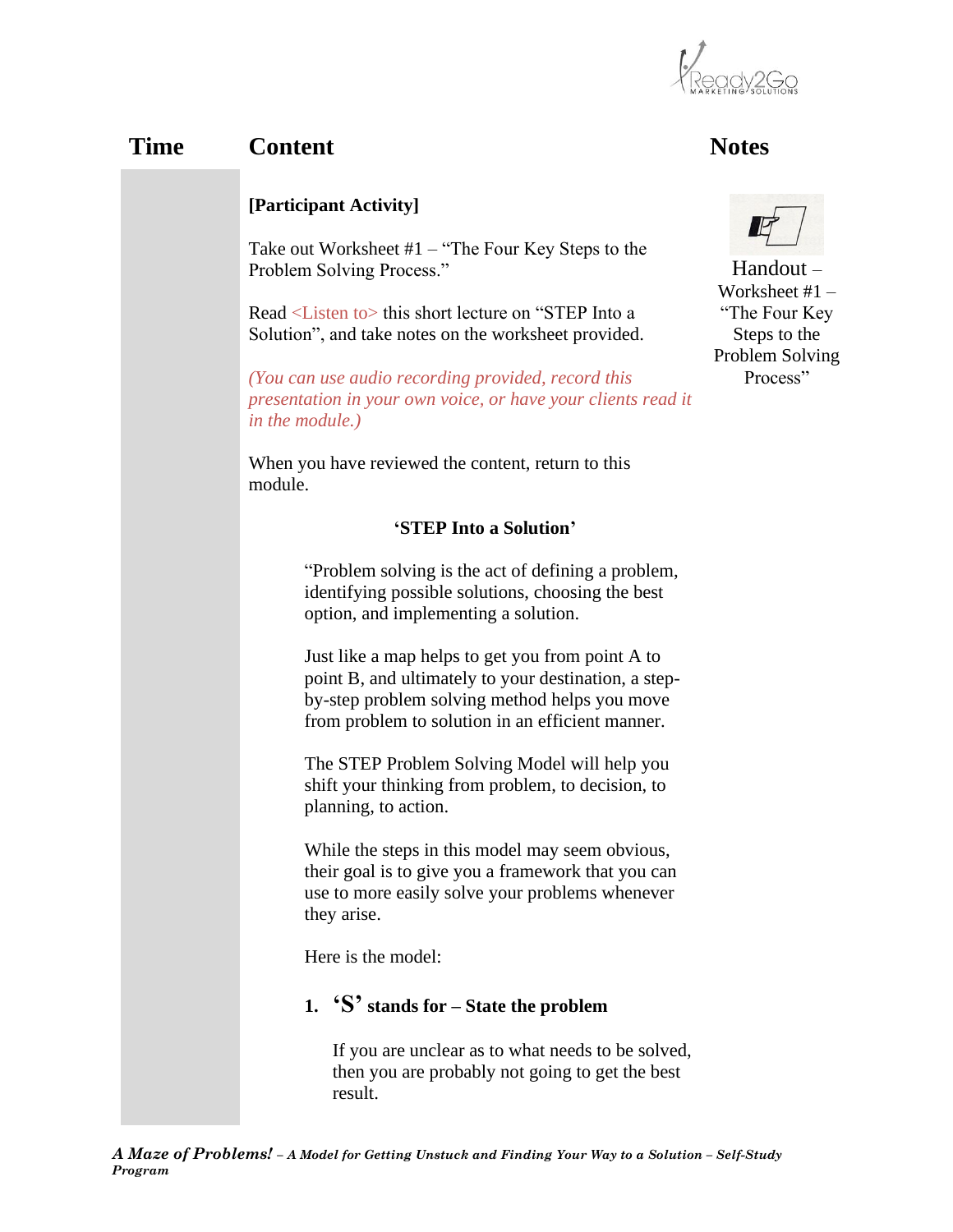| Time | Content | Notes |
|---|---|---|
| | **[Participant Activity]** | Handout – Worksheet #1 – "The Four Key Steps to the Problem Solving Process" |

**[Participant Activity]**

Take out Worksheet #1 – "The Four Key Steps to the Problem Solving Process."

Read <Listen to> this short lecture on "STEP Into a Solution", and take notes on the worksheet provided.

*(You can use audio recording provided, record this presentation in your own voice, or have your clients read it in the module.)*

When you have reviewed the content, return to this module.

**'STEP Into a Solution'**

"Problem solving is the act of defining a problem, identifying possible solutions, choosing the best option, and implementing a solution.

Just like a map helps to get you from point A to point B, and ultimately to your destination, a step-by-step problem solving method helps you move from problem to solution in an efficient manner.

The STEP Problem Solving Model will help you shift your thinking from problem, to decision, to planning, to action.

While the steps in this model may seem obvious, their goal is to give you a framework that you can use to more easily solve your problems whenever they arise.

Here is the model:

1. **'S' stands for – State the problem**

   If you are unclear as to what needs to be solved, then you are probably not going to get the best result.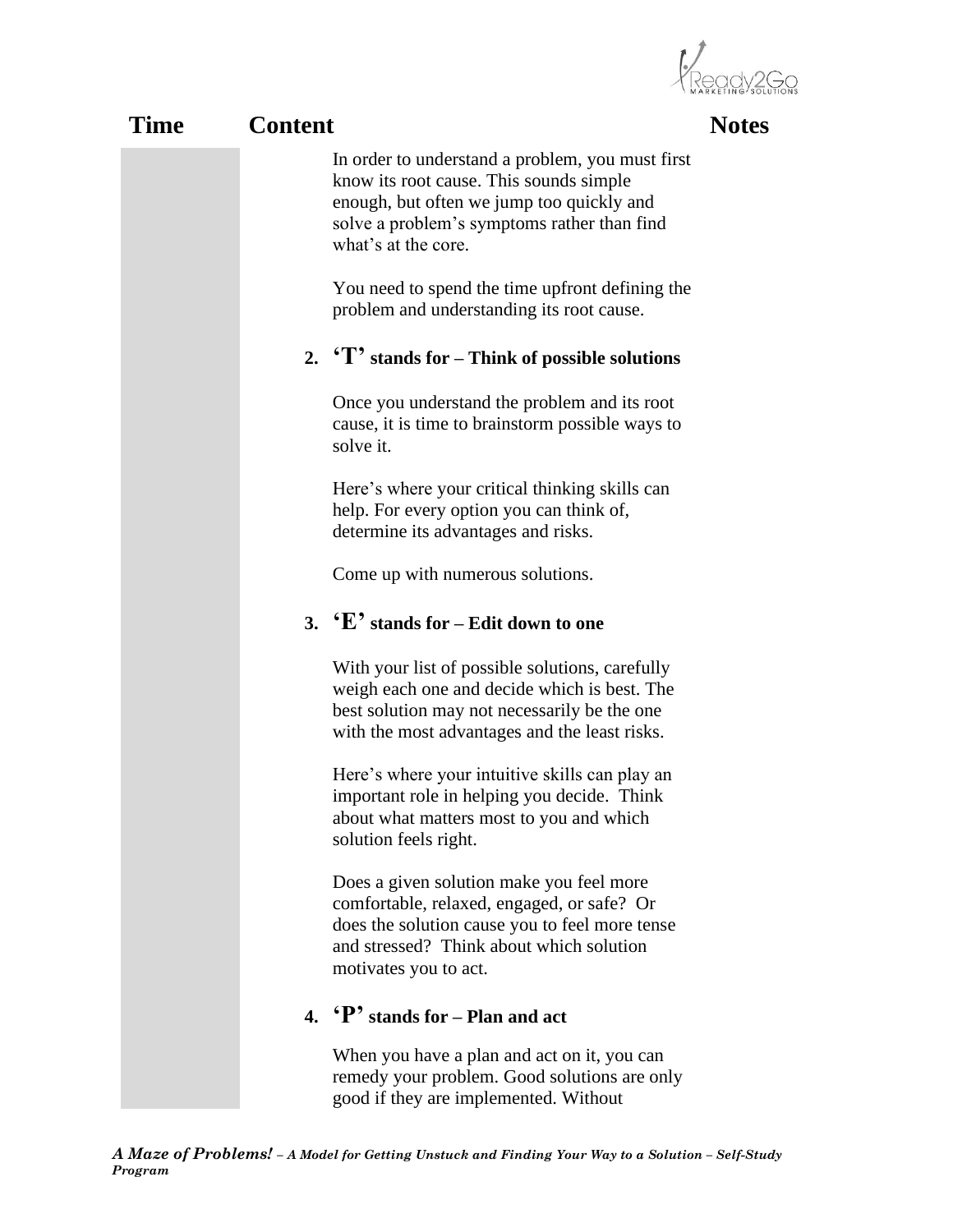| Time | Content | Notes |
|---|---|---|

In order to understand a problem, you must first know its root cause. This sounds simple enough, but often we jump too quickly and solve a problem's symptoms rather than find what's at the core.

You need to spend the time upfront defining the problem and understanding its root cause.

2. **'T' stands for – Think of possible solutions**

   Once you understand the problem and its root cause, it is time to brainstorm possible ways to solve it.

   Here's where your critical thinking skills can help. For every option you can think of, determine its advantages and risks.

   Come up with numerous solutions.

3. **'E' stands for – Edit down to one**

   With your list of possible solutions, carefully weigh each one and decide which is best. The best solution may not necessarily be the one with the most advantages and the least risks.

   Here's where your intuitive skills can play an important role in helping you decide. Think about what matters most to you and which solution feels right.

   Does a given solution make you feel more comfortable, relaxed, engaged, or safe? Or does the solution cause you to feel more tense and stressed? Think about which solution motivates you to act.

4. **'P' stands for – Plan and act**

   When you have a plan and act on it, you can remedy your problem. Good solutions are only good if they are implemented. Without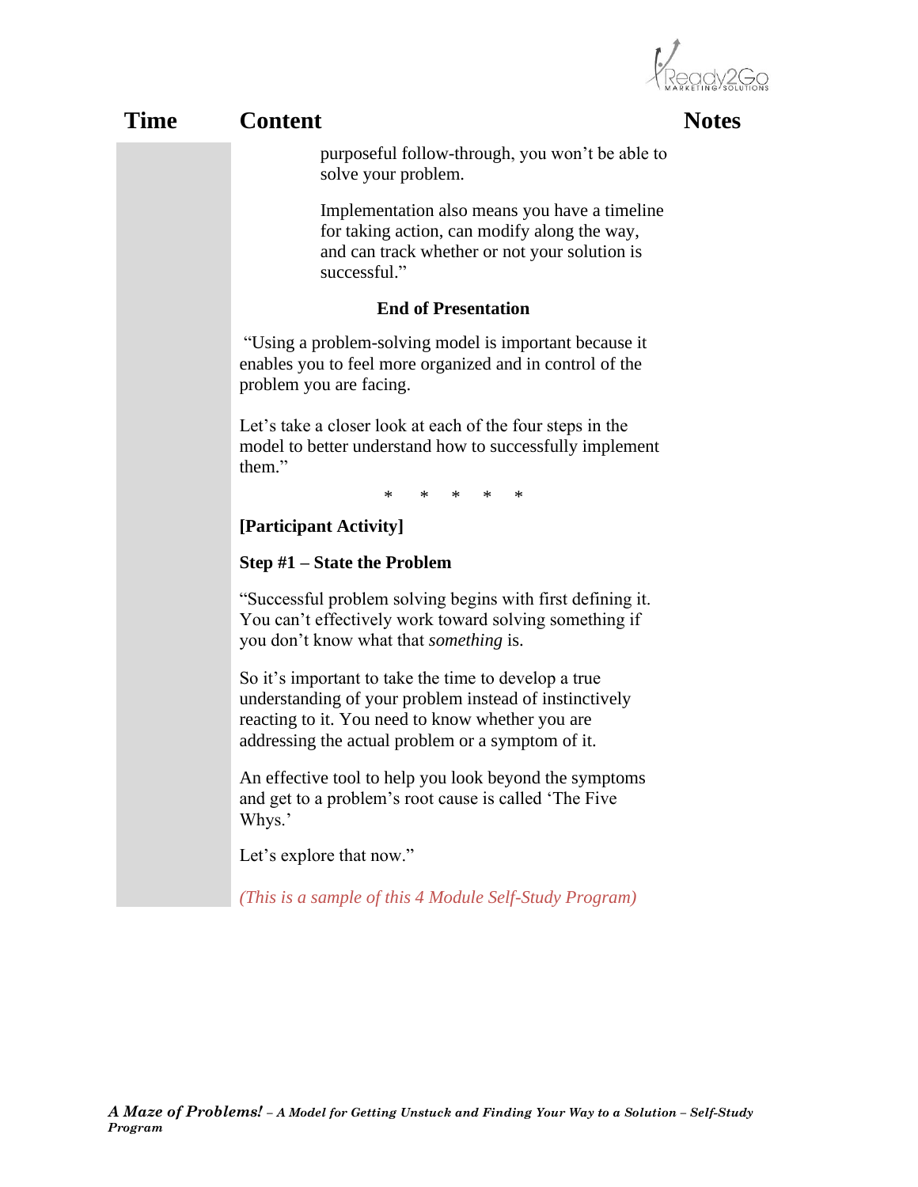| Time | Content | Notes |
|---|---|---|
| | purposeful follow-through, you won't be able to solve your problem. | |

Implementation also means you have a timeline for taking action, can modify along the way, and can track whether or not your solution is successful."

**End of Presentation**

"Using a problem-solving model is important because it enables you to feel more organized and in control of the problem you are facing.

Let's take a closer look at each of the four steps in the model to better understand how to successfully implement them."

\* \* \* \* \*

**[Participant Activity]**

**Step #1 – State the Problem**

"Successful problem solving begins with first defining it. You can't effectively work toward solving something if you don't know what that *something* is.

So it's important to take the time to develop a true understanding of your problem instead of instinctively reacting to it. You need to know whether you are addressing the actual problem or a symptom of it.

An effective tool to help you look beyond the symptoms and get to a problem's root cause is called 'The Five Whys.'

Let's explore that now."

*(This is a sample of this 4 Module Self-Study Program)*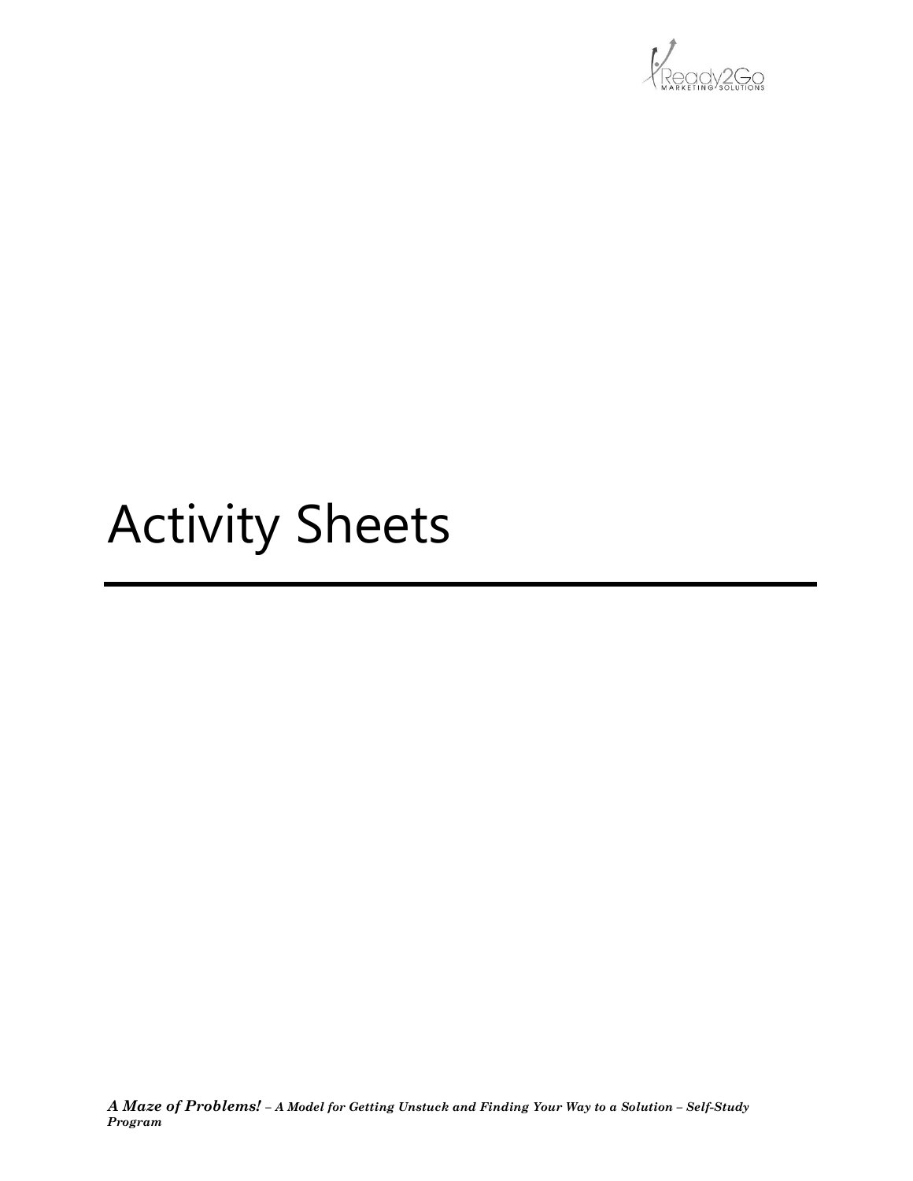# Activity Sheets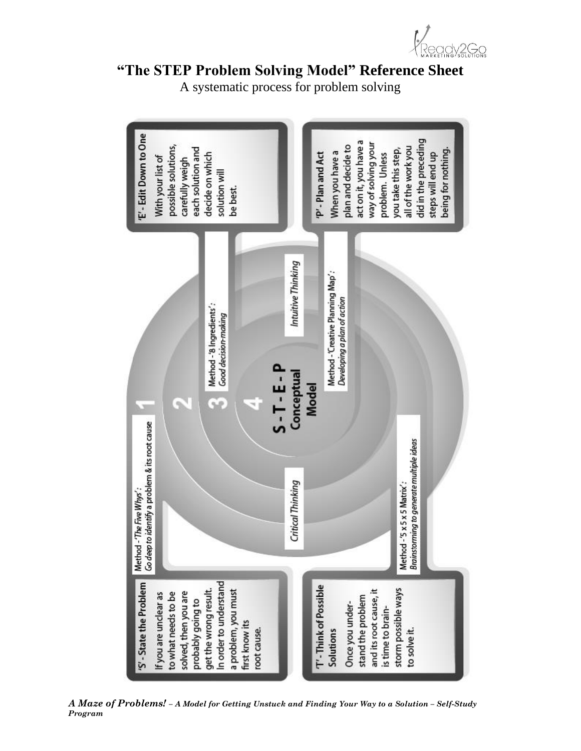# "The STEP Problem Solving Model" Reference Sheet

A systematic process for problem solving

**'S' - State the Problem**

If you are unclear as to what needs to be solved, then you are probably going to get the wrong result. In order to understand a problem, you must first know its root cause.

*Method - 'The Five Whys':*
*Go deep to identify a problem & its root cause*

**'T' - Think of Possible Solutions**

Once you understand the problem and its root cause, it is time to brainstorm possible ways to solve it.

*Method - '5 x 5 x 5 Matrix':*
*Brainstorming to generate multiple ideas*

**'E' - Edit Down to One**

With your list of possible solutions, carefully weigh each solution and decide on which solution will be best.

*Method - '8 Ingredients':*
*Good decision-making*

**'P' - Plan and Act**

When you have a plan and decide to act on it, you have a way of solving your problem. Unless you take this step, all of the work you did in the preceding steps will end up being for nothing.

*Method - 'Creative Planning Map':*
*Developing a plan of action*

**S - T - E - P Conceptual Model**

1 2 3 4

*Critical Thinking*

*Intuitive Thinking*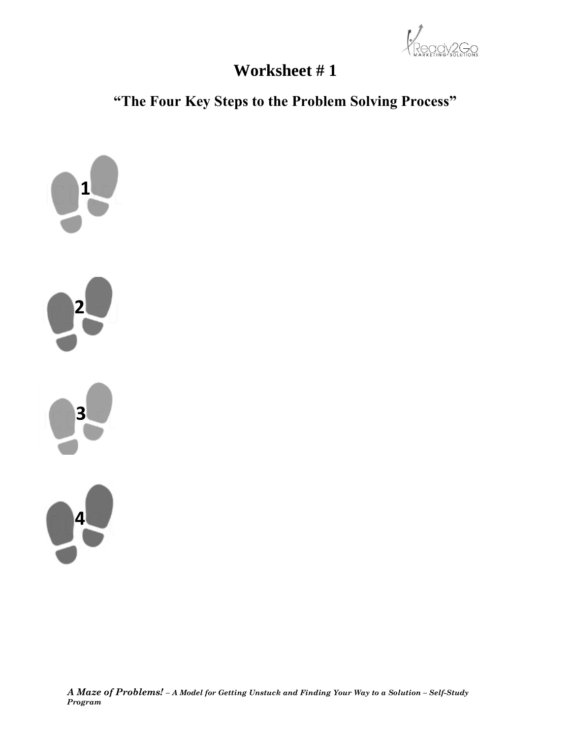# Worksheet # 1

## “The Four Key Steps to the Problem Solving Process”

1

2

3

4